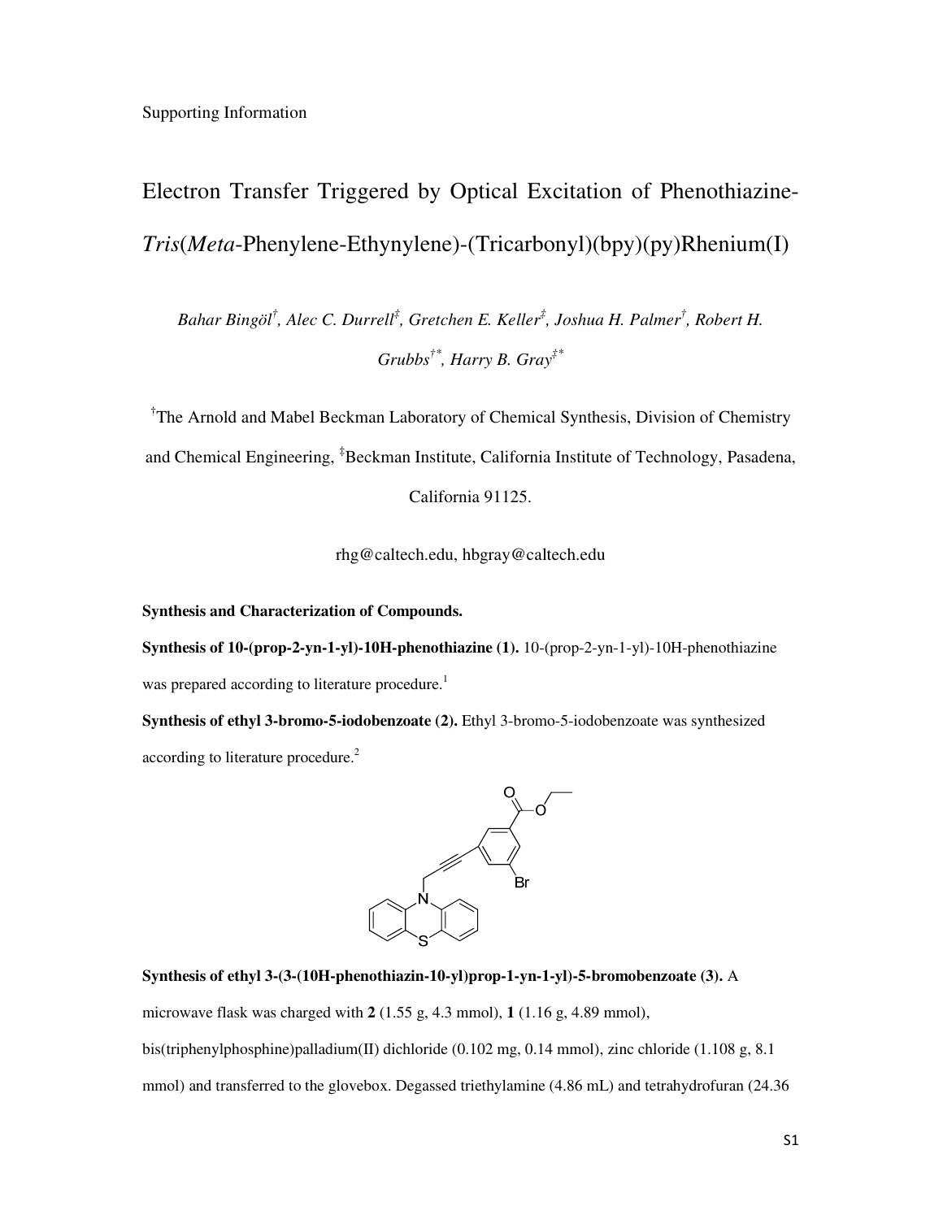Supporting Information

# Electron Transfer Triggered by Optical Excitation of Phenothiazine-*Tris*(*Meta*-Phenylene-Ethynylene)-(Tricarbonyl)(bpy)(py)Rhenium(I)

*Bahar Bingöl*[†], *Alec C. Durrell*[‡], *Gretchen E. Keller*[‡], *Joshua H. Palmer*[†], *Robert H. Grubbs*[†*], *Harry B. Gray*[‡*]

[†]The Arnold and Mabel Beckman Laboratory of Chemical Synthesis, Division of Chemistry and Chemical Engineering, [‡]Beckman Institute, California Institute of Technology, Pasadena, California 91125.

rhg@caltech.edu, hbgray@caltech.edu

**Synthesis and Characterization of Compounds.**

**Synthesis of 10-(prop-2-yn-1-yl)-10H-phenothiazine (1).** 10-(prop-2-yn-1-yl)-10H-phenothiazine was prepared according to literature procedure.[1]

**Synthesis of ethyl 3-bromo-5-iodobenzoate (2).** Ethyl 3-bromo-5-iodobenzoate was synthesized according to literature procedure.[2]

**Synthesis of ethyl 3-(3-(10H-phenothiazin-10-yl)prop-1-yn-1-yl)-5-bromobenzoate (3).** A microwave flask was charged with **2** (1.55 g, 4.3 mmol), **1** (1.16 g, 4.89 mmol), bis(triphenylphosphine)palladium(II) dichloride (0.102 mg, 0.14 mmol), zinc chloride (1.108 g, 8.1 mmol) and transferred to the glovebox. Degassed triethylamine (4.86 mL) and tetrahydrofuran (24.36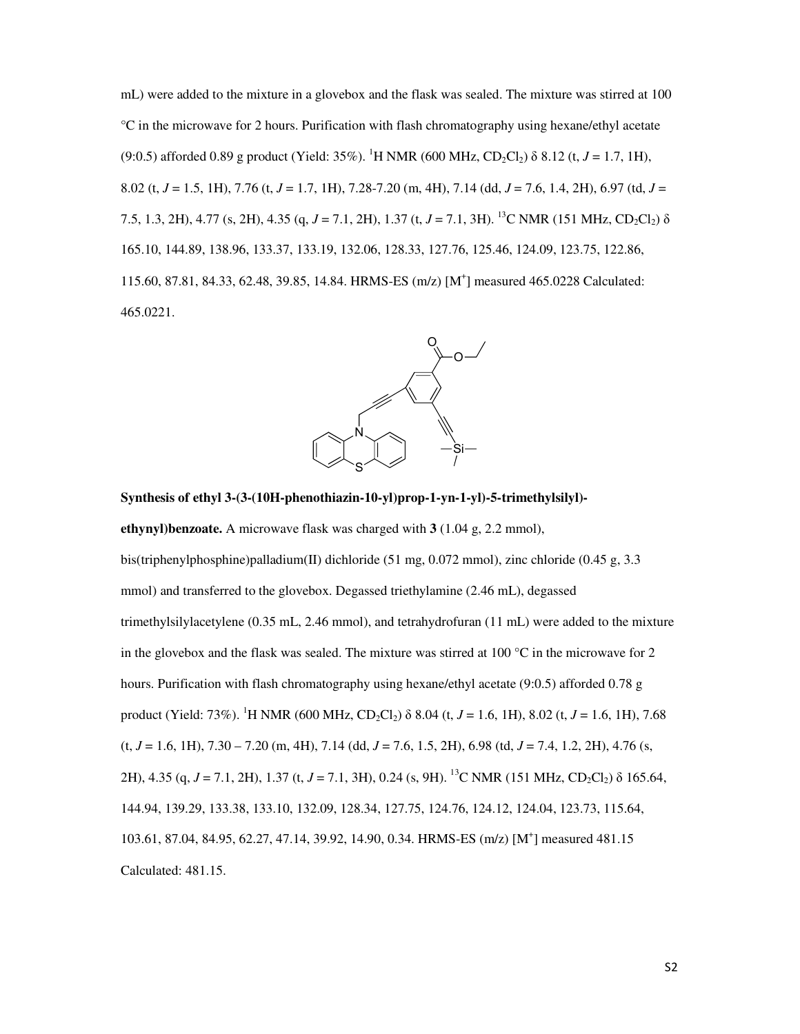mL) were added to the mixture in a glovebox and the flask was sealed. The mixture was stirred at 100 °C in the microwave for 2 hours. Purification with flash chromatography using hexane/ethyl acetate (9:0.5) afforded 0.89 g product (Yield: 35%). $^{1}$H NMR (600 MHz, $CD_2Cl_2$) δ 8.12 (t, *J* = 1.7, 1H), 8.02 (t, *J* = 1.5, 1H), 7.76 (t, *J* = 1.7, 1H), 7.28-7.20 (m, 4H), 7.14 (dd, *J* = 7.6, 1.4, 2H), 6.97 (td, *J* = 7.5, 1.3, 2H), 4.77 (s, 2H), 4.35 (q, *J* = 7.1, 2H), 1.37 (t, *J* = 7.1, 3H). $^{13}$C NMR (151 MHz, $CD_2Cl_2$) δ 165.10, 144.89, 138.96, 133.37, 133.19, 132.06, 128.33, 127.76, 125.46, 124.09, 123.75, 122.86, 115.60, 87.81, 84.33, 62.48, 39.85, 14.84. HRMS-ES (m/z) [$M^+$] measured 465.0228 Calculated: 465.0221.

**Synthesis of ethyl 3-(3-(10H-phenothiazin-10-yl)prop-1-yn-1-yl)-5-trimethylsilyl)-ethynyl)benzoate.** A microwave flask was charged with **3** (1.04 g, 2.2 mmol), bis(triphenylphosphine)palladium(II) dichloride (51 mg, 0.072 mmol), zinc chloride (0.45 g, 3.3 mmol) and transferred to the glovebox. Degassed triethylamine (2.46 mL), degassed trimethylsilylacetylene (0.35 mL, 2.46 mmol), and tetrahydrofuran (11 mL) were added to the mixture in the glovebox and the flask was sealed. The mixture was stirred at 100 °C in the microwave for 2 hours. Purification with flash chromatography using hexane/ethyl acetate (9:0.5) afforded 0.78 g product (Yield: 73%). $^{1}$H NMR (600 MHz, $CD_2Cl_2$) δ 8.04 (t, *J* = 1.6, 1H), 8.02 (t, *J* = 1.6, 1H), 7.68 (t, *J* = 1.6, 1H), 7.30 – 7.20 (m, 4H), 7.14 (dd, *J* = 7.6, 1.5, 2H), 6.98 (td, *J* = 7.4, 1.2, 2H), 4.76 (s, 2H), 4.35 (q, *J* = 7.1, 2H), 1.37 (t, *J* = 7.1, 3H), 0.24 (s, 9H). $^{13}$C NMR (151 MHz, $CD_2Cl_2$) δ 165.64, 144.94, 139.29, 133.38, 133.10, 132.09, 128.34, 127.75, 124.76, 124.12, 124.04, 123.73, 115.64, 103.61, 87.04, 84.95, 62.27, 47.14, 39.92, 14.90, 0.34. HRMS-ES (m/z) [$M^+$] measured 481.15 Calculated: 481.15.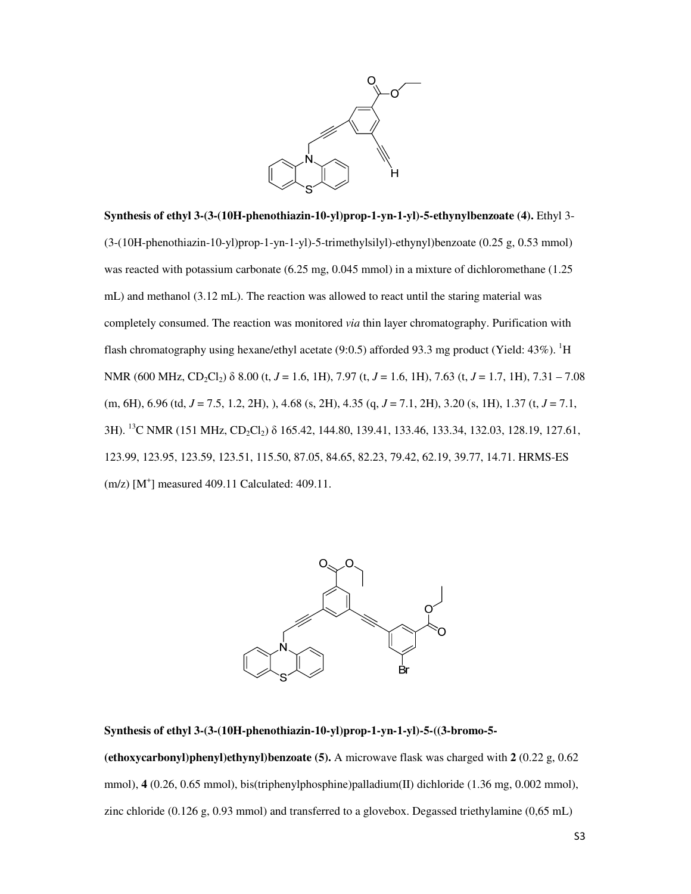**Synthesis of ethyl 3-(3-(10H-phenothiazin-10-yl)prop-1-yn-1-yl)-5-ethynylbenzoate (4).** Ethyl 3-(3-(10H-phenothiazin-10-yl)prop-1-yn-1-yl)-5-trimethylsilyl)-ethynyl)benzoate (0.25 g, 0.53 mmol) was reacted with potassium carbonate (6.25 mg, 0.045 mmol) in a mixture of dichloromethane (1.25 mL) and methanol (3.12 mL). The reaction was allowed to react until the staring material was completely consumed. The reaction was monitored *via* thin layer chromatography. Purification with flash chromatography using hexane/ethyl acetate (9:0.5) afforded 93.3 mg product (Yield: 43%). $^{1}$H NMR (600 MHz, $CD_2Cl_2$) δ 8.00 (t, *J* = 1.6, 1H), 7.97 (t, *J* = 1.6, 1H), 7.63 (t, *J* = 1.7, 1H), 7.31 – 7.08 (m, 6H), 6.96 (td, *J* = 7.5, 1.2, 2H), ), 4.68 (s, 2H), 4.35 (q, *J* = 7.1, 2H), 3.20 (s, 1H), 1.37 (t, *J* = 7.1, 3H). $^{13}$C NMR (151 MHz, $CD_2Cl_2$) δ 165.42, 144.80, 139.41, 133.46, 133.34, 132.03, 128.19, 127.61, 123.99, 123.95, 123.59, 123.51, 115.50, 87.05, 84.65, 82.23, 79.42, 62.19, 39.77, 14.71. HRMS-ES (m/z) [$M^{+}$] measured 409.11 Calculated: 409.11.

**Synthesis of ethyl 3-(3-(10H-phenothiazin-10-yl)prop-1-yn-1-yl)-5-((3-bromo-5-(ethoxycarbonyl)phenyl)ethynyl)benzoate (5).** A microwave flask was charged with **2** (0.22 g, 0.62 mmol), **4** (0.26, 0.65 mmol), bis(triphenylphosphine)palladium(II) dichloride (1.36 mg, 0.002 mmol), zinc chloride (0.126 g, 0.93 mmol) and transferred to a glovebox. Degassed triethylamine (0,65 mL)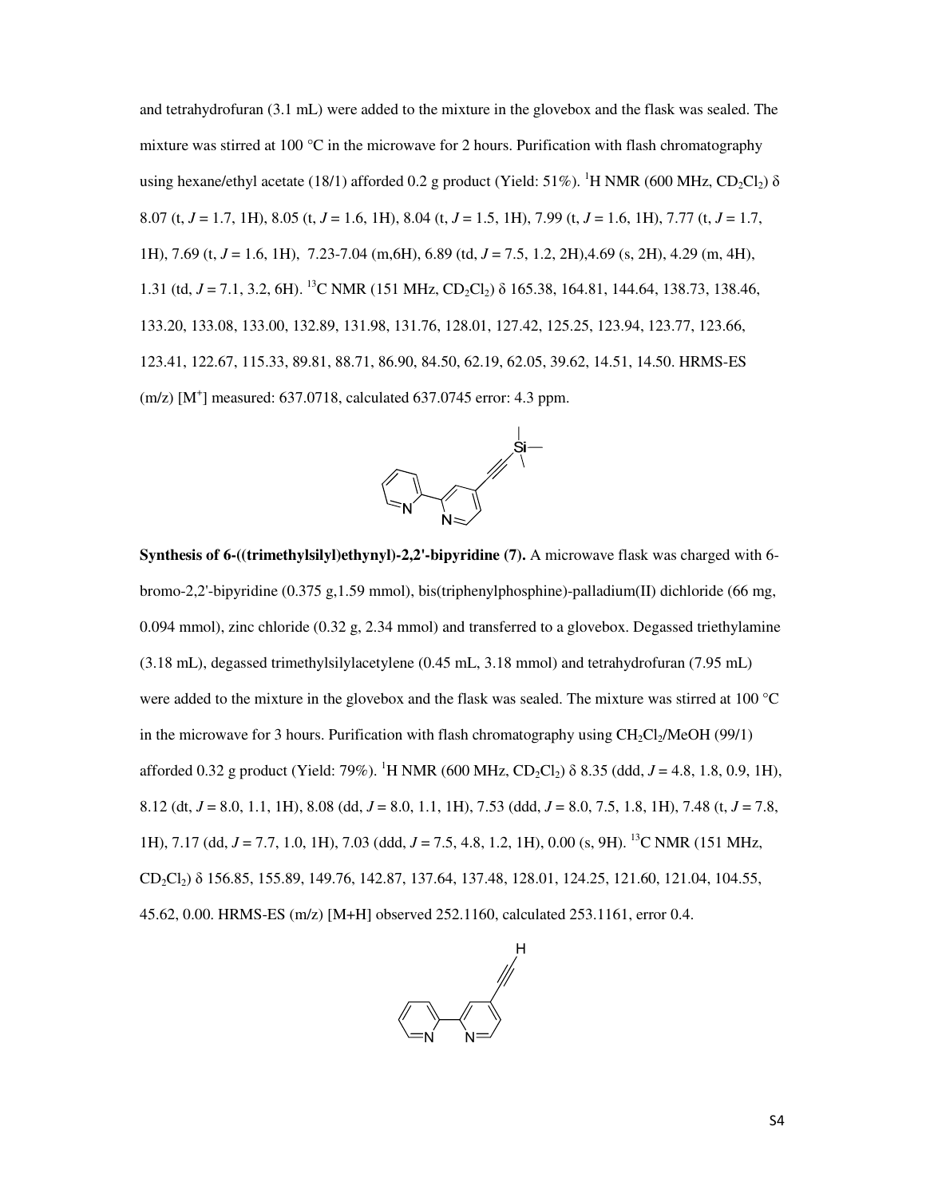and tetrahydrofuran (3.1 mL) were added to the mixture in the glovebox and the flask was sealed. The mixture was stirred at 100 °C in the microwave for 2 hours. Purification with flash chromatography using hexane/ethyl acetate (18/1) afforded 0.2 g product (Yield: 51%). $^1$H NMR (600 MHz, $CD_2Cl_2$) δ 8.07 (t, *J* = 1.7, 1H), 8.05 (t, *J* = 1.6, 1H), 8.04 (t, *J* = 1.5, 1H), 7.99 (t, *J* = 1.6, 1H), 7.77 (t, *J* = 1.7, 1H), 7.69 (t, *J* = 1.6, 1H), 7.23-7.04 (m,6H), 6.89 (td, *J* = 7.5, 1.2, 2H),4.69 (s, 2H), 4.29 (m, 4H), 1.31 (td, *J* = 7.1, 3.2, 6H). $^{13}$C NMR (151 MHz, $CD_2Cl_2$) δ 165.38, 164.81, 144.64, 138.73, 138.46, 133.20, 133.08, 133.00, 132.89, 131.98, 131.76, 128.01, 127.42, 125.25, 123.94, 123.77, 123.66, 123.41, 122.67, 115.33, 89.81, 88.71, 86.90, 84.50, 62.19, 62.05, 39.62, 14.51, 14.50. HRMS-ES (m/z) [$M^+$] measured: 637.0718, calculated 637.0745 error: 4.3 ppm.

**Synthesis of 6-((trimethylsilyl)ethynyl)-2,2'-bipyridine (7).** A microwave flask was charged with 6-bromo-2,2'-bipyridine (0.375 g,1.59 mmol), bis(triphenylphosphine)-palladium(II) dichloride (66 mg, 0.094 mmol), zinc chloride (0.32 g, 2.34 mmol) and transferred to a glovebox. Degassed triethylamine (3.18 mL), degassed trimethylsilylacetylene (0.45 mL, 3.18 mmol) and tetrahydrofuran (7.95 mL) were added to the mixture in the glovebox and the flask was sealed. The mixture was stirred at 100 °C in the microwave for 3 hours. Purification with flash chromatography using $CH_2Cl_2$/MeOH (99/1) afforded 0.32 g product (Yield: 79%). $^1$H NMR (600 MHz, $CD_2Cl_2$) δ 8.35 (ddd, *J* = 4.8, 1.8, 0.9, 1H), 8.12 (dt, *J* = 8.0, 1.1, 1H), 8.08 (dd, *J* = 8.0, 1.1, 1H), 7.53 (ddd, *J* = 8.0, 7.5, 1.8, 1H), 7.48 (t, *J* = 7.8, 1H), 7.17 (dd, *J* = 7.7, 1.0, 1H), 7.03 (ddd, *J* = 7.5, 4.8, 1.2, 1H), 0.00 (s, 9H). $^{13}$C NMR (151 MHz, $CD_2Cl_2$) δ 156.85, 155.89, 149.76, 142.87, 137.64, 137.48, 128.01, 124.25, 121.60, 121.04, 104.55, 45.62, 0.00. HRMS-ES (m/z) [M+H] observed 252.1160, calculated 253.1161, error 0.4.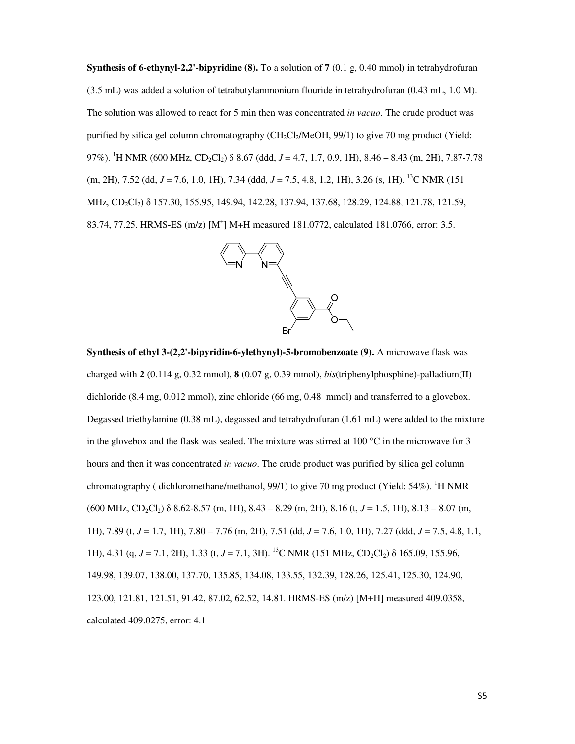**Synthesis of 6-ethynyl-2,2'-bipyridine (8).** To a solution of **7** (0.1 g, 0.40 mmol) in tetrahydrofuran (3.5 mL) was added a solution of tetrabutylammonium flouride in tetrahydrofuran (0.43 mL, 1.0 M). The solution was allowed to react for 5 min then was concentrated *in vacuo*. The crude product was purified by silica gel column chromatography ($CH_2Cl_2$/MeOH, 99/1) to give 70 mg product (Yield: 97%). $^1$H NMR (600 MHz, $CD_2Cl_2$) δ 8.67 (ddd, *J* = 4.7, 1.7, 0.9, 1H), 8.46 – 8.43 (m, 2H), 7.87-7.78 (m, 2H), 7.52 (dd, *J* = 7.6, 1.0, 1H), 7.34 (ddd, *J* = 7.5, 4.8, 1.2, 1H), 3.26 (s, 1H). $^{13}$C NMR (151 MHz, $CD_2Cl_2$) δ 157.30, 155.95, 149.94, 142.28, 137.94, 137.68, 128.29, 124.88, 121.78, 121.59, 83.74, 77.25. HRMS-ES (m/z) [M$^+$] M+H measured 181.0772, calculated 181.0766, error: 3.5.

**Synthesis of ethyl 3-(2,2'-bipyridin-6-ylethynyl)-5-bromobenzoate (9).** A microwave flask was charged with **2** (0.114 g, 0.32 mmol), **8** (0.07 g, 0.39 mmol), *bis*(triphenylphosphine)-palladium(II) dichloride (8.4 mg, 0.012 mmol), zinc chloride (66 mg, 0.48 mmol) and transferred to a glovebox. Degassed triethylamine (0.38 mL), degassed and tetrahydrofuran (1.61 mL) were added to the mixture in the glovebox and the flask was sealed. The mixture was stirred at 100 °C in the microwave for 3 hours and then it was concentrated *in vacuo*. The crude product was purified by silica gel column chromatography ( dichloromethane/methanol, 99/1) to give 70 mg product (Yield: 54%). $^1$H NMR (600 MHz, $CD_2Cl_2$) δ 8.62-8.57 (m, 1H), 8.43 – 8.29 (m, 2H), 8.16 (t, *J* = 1.5, 1H), 8.13 – 8.07 (m, 1H), 7.89 (t, *J* = 1.7, 1H), 7.80 – 7.76 (m, 2H), 7.51 (dd, *J* = 7.6, 1.0, 1H), 7.27 (ddd, *J* = 7.5, 4.8, 1.1, 1H), 4.31 (q, *J* = 7.1, 2H), 1.33 (t, *J* = 7.1, 3H). $^{13}$C NMR (151 MHz, $CD_2Cl_2$) δ 165.09, 155.96, 149.98, 139.07, 138.00, 137.70, 135.85, 134.08, 133.55, 132.39, 128.26, 125.41, 125.30, 124.90, 123.00, 121.81, 121.51, 91.42, 87.02, 62.52, 14.81. HRMS-ES (m/z) [M+H] measured 409.0358, calculated 409.0275, error: 4.1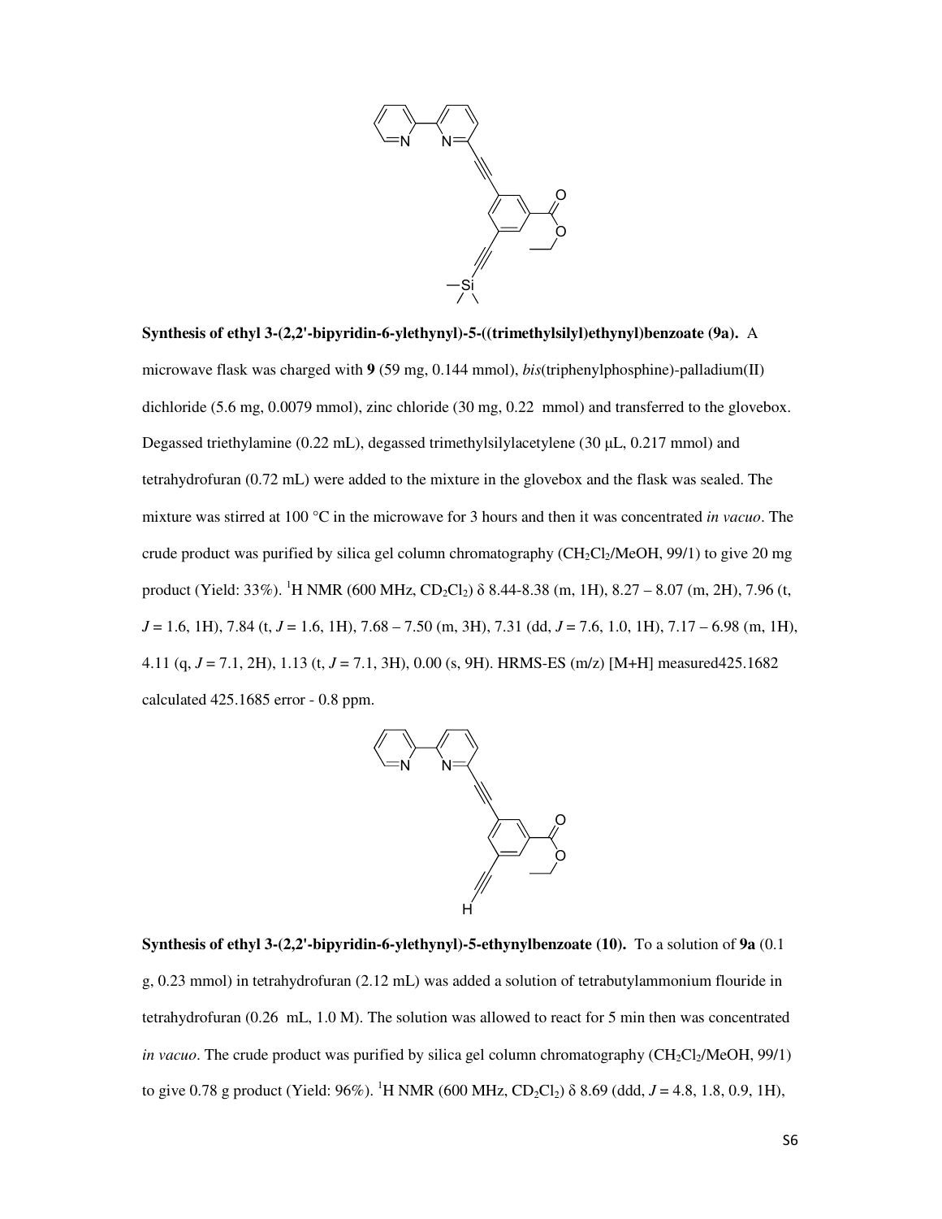**Synthesis of ethyl 3-(2,2'-bipyridin-6-ylethynyl)-5-((trimethylsilyl)ethynyl)benzoate (9a).** A microwave flask was charged with **9** (59 mg, 0.144 mmol), *bis*(triphenylphosphine)-palladium(II) dichloride (5.6 mg, 0.0079 mmol), zinc chloride (30 mg, 0.22 mmol) and transferred to the glovebox. Degassed triethylamine (0.22 mL), degassed trimethylsilylacetylene (30 μL, 0.217 mmol) and tetrahydrofuran (0.72 mL) were added to the mixture in the glovebox and the flask was sealed. The mixture was stirred at 100 °C in the microwave for 3 hours and then it was concentrated *in vacuo*. The crude product was purified by silica gel column chromatography ($CH_2Cl_2$/MeOH, 99/1) to give 20 mg product (Yield: 33%). $^1$H NMR (600 MHz, $CD_2Cl_2$) δ 8.44-8.38 (m, 1H), 8.27 – 8.07 (m, 2H), 7.96 (t, *J* = 1.6, 1H), 7.84 (t, *J* = 1.6, 1H), 7.68 – 7.50 (m, 3H), 7.31 (dd, *J* = 7.6, 1.0, 1H), 7.17 – 6.98 (m, 1H), 4.11 (q, *J* = 7.1, 2H), 1.13 (t, *J* = 7.1, 3H), 0.00 (s, 9H). HRMS-ES (m/z) [M+H] measured425.1682 calculated 425.1685 error - 0.8 ppm.

**Synthesis of ethyl 3-(2,2'-bipyridin-6-ylethynyl)-5-ethynylbenzoate (10).** To a solution of **9a** (0.1 g, 0.23 mmol) in tetrahydrofuran (2.12 mL) was added a solution of tetrabutylammonium flouride in tetrahydrofuran (0.26 mL, 1.0 M). The solution was allowed to react for 5 min then was concentrated *in vacuo*. The crude product was purified by silica gel column chromatography ($CH_2Cl_2$/MeOH, 99/1) to give 0.78 g product (Yield: 96%). $^1$H NMR (600 MHz, $CD_2Cl_2$) δ 8.69 (ddd, *J* = 4.8, 1.8, 0.9, 1H),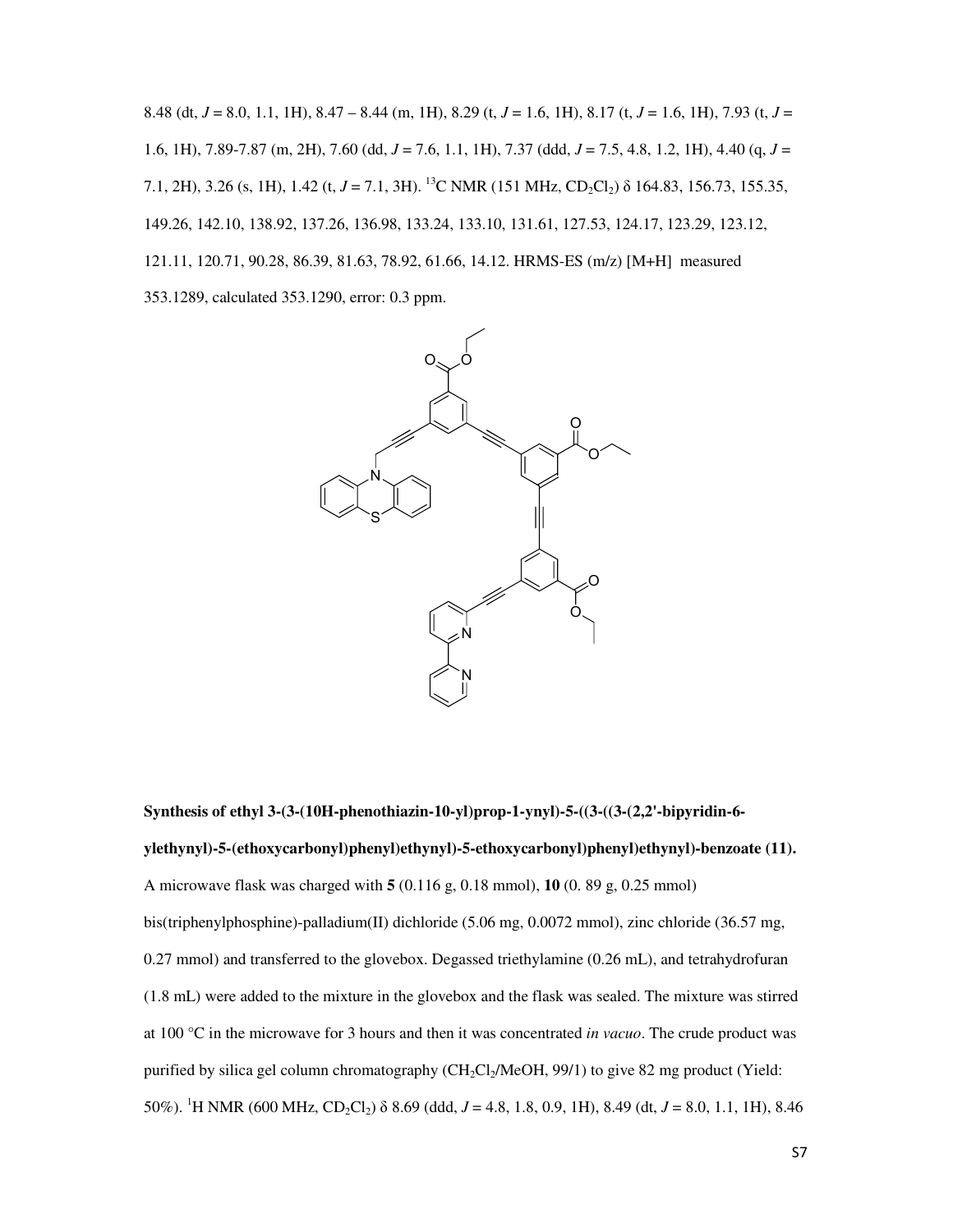8.48 (dt, $J$ = 8.0, 1.1, 1H), 8.47 – 8.44 (m, 1H), 8.29 (t, $J$ = 1.6, 1H), 8.17 (t, $J$ = 1.6, 1H), 7.93 (t, $J$ = 1.6, 1H), 7.89-7.87 (m, 2H), 7.60 (dd, $J$ = 7.6, 1.1, 1H), 7.37 (ddd, $J$ = 7.5, 4.8, 1.2, 1H), 4.40 (q, $J$ = 7.1, 2H), 3.26 (s, 1H), 1.42 (t, $J$ = 7.1, 3H). $^{13}$C NMR (151 MHz, $CD_2Cl_2$) δ 164.83, 156.73, 155.35, 149.26, 142.10, 138.92, 137.26, 136.98, 133.24, 133.10, 131.61, 127.53, 124.17, 123.29, 123.12, 121.11, 120.71, 90.28, 86.39, 81.63, 78.92, 61.66, 14.12. HRMS-ES (m/z) [M+H] measured 353.1289, calculated 353.1290, error: 0.3 ppm.

**Synthesis of ethyl 3-(3-(10H-phenothiazin-10-yl)prop-1-ynyl)-5-((3-((3-(2,2'-bipyridin-6-ylethynyl)-5-(ethoxycarbonyl)phenyl)ethynyl)-5-ethoxycarbonyl)phenyl)ethynyl)-benzoate (11).** A microwave flask was charged with **5** (0.116 g, 0.18 mmol), **10** (0. 89 g, 0.25 mmol) bis(triphenylphosphine)-palladium(II) dichloride (5.06 mg, 0.0072 mmol), zinc chloride (36.57 mg, 0.27 mmol) and transferred to the glovebox. Degassed triethylamine (0.26 mL), and tetrahydrofuran (1.8 mL) were added to the mixture in the glovebox and the flask was sealed. The mixture was stirred at 100 °C in the microwave for 3 hours and then it was concentrated *in vacuo*. The crude product was purified by silica gel column chromatography ($CH_2Cl_2$/MeOH, 99/1) to give 82 mg product (Yield: 50%). $^1$H NMR (600 MHz, $CD_2Cl_2$) δ 8.69 (ddd, $J$ = 4.8, 1.8, 0.9, 1H), 8.49 (dt, $J$ = 8.0, 1.1, 1H), 8.46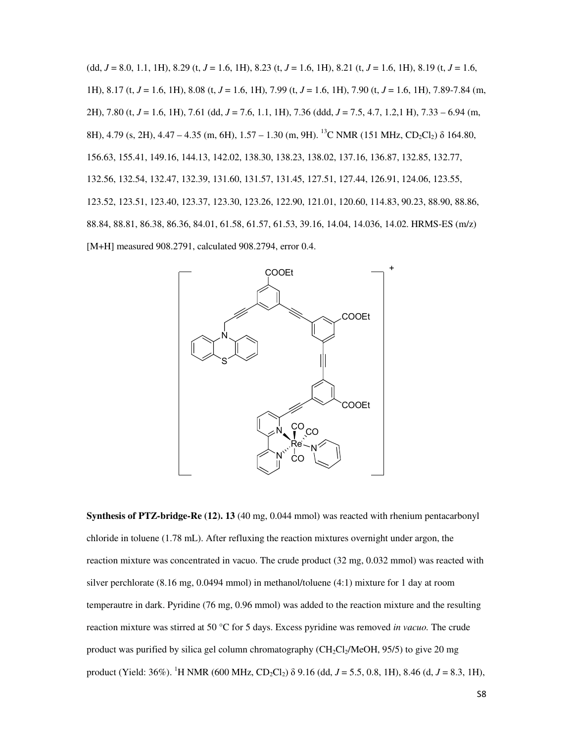(dd, *J* = 8.0, 1.1, 1H), 8.29 (t, *J* = 1.6, 1H), 8.23 (t, *J* = 1.6, 1H), 8.21 (t, *J* = 1.6, 1H), 8.19 (t, *J* = 1.6, 1H), 8.17 (t, *J* = 1.6, 1H), 8.08 (t, *J* = 1.6, 1H), 7.99 (t, *J* = 1.6, 1H), 7.90 (t, *J* = 1.6, 1H), 7.89-7.84 (m, 2H), 7.80 (t, *J* = 1.6, 1H), 7.61 (dd, *J* = 7.6, 1.1, 1H), 7.36 (ddd, *J* = 7.5, 4.7, 1.2,1 H), 7.33 – 6.94 (m, 8H), 4.79 (s, 2H), 4.47 – 4.35 (m, 6H), 1.57 – 1.30 (m, 9H). $^{13}$C NMR (151 MHz, $CD_2Cl_2$) δ 164.80, 156.63, 155.41, 149.16, 144.13, 142.02, 138.30, 138.23, 138.02, 137.16, 136.87, 132.85, 132.77, 132.56, 132.54, 132.47, 132.39, 131.60, 131.57, 131.45, 127.51, 127.44, 126.91, 124.06, 123.55, 123.52, 123.51, 123.40, 123.37, 123.30, 123.26, 122.90, 121.01, 120.60, 114.83, 90.23, 88.90, 88.86, 88.84, 88.81, 86.38, 86.36, 84.01, 61.58, 61.57, 61.53, 39.16, 14.04, 14.036, 14.02. HRMS-ES (m/z) [M+H] measured 908.2791, calculated 908.2794, error 0.4.

**Synthesis of PTZ-bridge-Re (12). 13** (40 mg, 0.044 mmol) was reacted with rhenium pentacarbonyl chloride in toluene (1.78 mL). After refluxing the reaction mixtures overnight under argon, the reaction mixture was concentrated in vacuo. The crude product (32 mg, 0.032 mmol) was reacted with silver perchlorate (8.16 mg, 0.0494 mmol) in methanol/toluene (4:1) mixture for 1 day at room temperautre in dark. Pyridine (76 mg, 0.96 mmol) was added to the reaction mixture and the resulting reaction mixture was stirred at 50 °C for 5 days. Excess pyridine was removed *in vacuo.* The crude product was purified by silica gel column chromatography ($CH_2Cl_2$/MeOH, 95/5) to give 20 mg product (Yield: 36%). $^{1}$H NMR (600 MHz, $CD_2Cl_2$) δ 9.16 (dd, *J* = 5.5, 0.8, 1H), 8.46 (d, *J* = 8.3, 1H),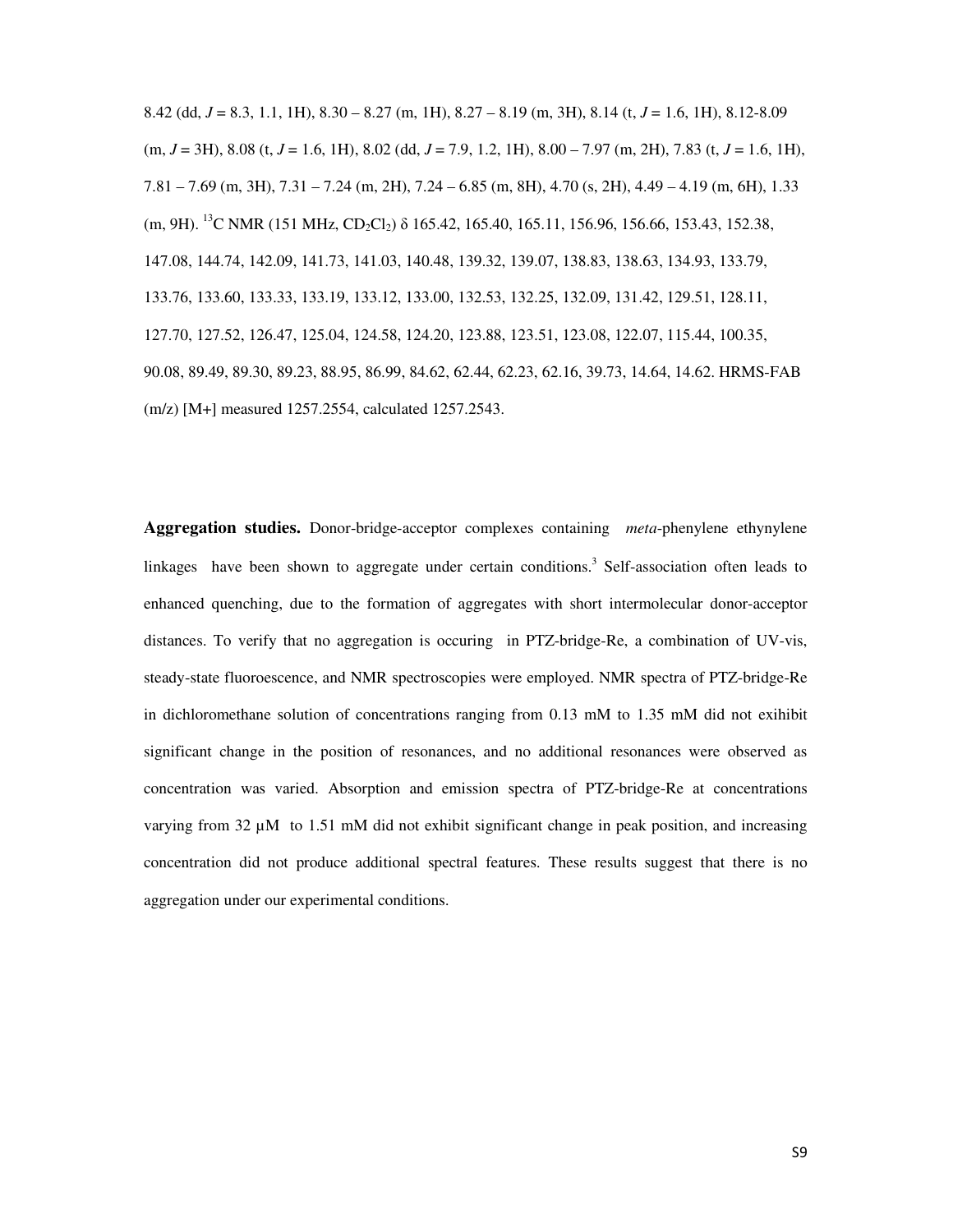8.42 (dd, $J$ = 8.3, 1.1, 1H), 8.30 – 8.27 (m, 1H), 8.27 – 8.19 (m, 3H), 8.14 (t, $J$ = 1.6, 1H), 8.12-8.09 (m, $J$ = 3H), 8.08 (t, $J$ = 1.6, 1H), 8.02 (dd, $J$ = 7.9, 1.2, 1H), 8.00 – 7.97 (m, 2H), 7.83 (t, $J$ = 1.6, 1H), 7.81 – 7.69 (m, 3H), 7.31 – 7.24 (m, 2H), 7.24 – 6.85 (m, 8H), 4.70 (s, 2H), 4.49 – 4.19 (m, 6H), 1.33 (m, 9H). $^{13}$C NMR (151 MHz, $CD_2Cl_2$) δ 165.42, 165.40, 165.11, 156.96, 156.66, 153.43, 152.38, 147.08, 144.74, 142.09, 141.73, 141.03, 140.48, 139.32, 139.07, 138.83, 138.63, 134.93, 133.79, 133.76, 133.60, 133.33, 133.19, 133.12, 133.00, 132.53, 132.25, 132.09, 131.42, 129.51, 128.11, 127.70, 127.52, 126.47, 125.04, 124.58, 124.20, 123.88, 123.51, 123.08, 122.07, 115.44, 100.35, 90.08, 89.49, 89.30, 89.23, 88.95, 86.99, 84.62, 62.44, 62.23, 62.16, 39.73, 14.64, 14.62. HRMS-FAB (m/z) [M+] measured 1257.2554, calculated 1257.2543.

**Aggregation studies.** Donor-bridge-acceptor complexes containing *meta*-phenylene ethynylene linkages have been shown to aggregate under certain conditions.[3] Self-association often leads to enhanced quenching, due to the formation of aggregates with short intermolecular donor-acceptor distances. To verify that no aggregation is occuring in PTZ-bridge-Re, a combination of UV-vis, steady-state fluoroescence, and NMR spectroscopies were employed. NMR spectra of PTZ-bridge-Re in dichloromethane solution of concentrations ranging from 0.13 mM to 1.35 mM did not exihibit significant change in the position of resonances, and no additional resonances were observed as concentration was varied. Absorption and emission spectra of PTZ-bridge-Re at concentrations varying from 32 μM to 1.51 mM did not exhibit significant change in peak position, and increasing concentration did not produce additional spectral features. These results suggest that there is no aggregation under our experimental conditions.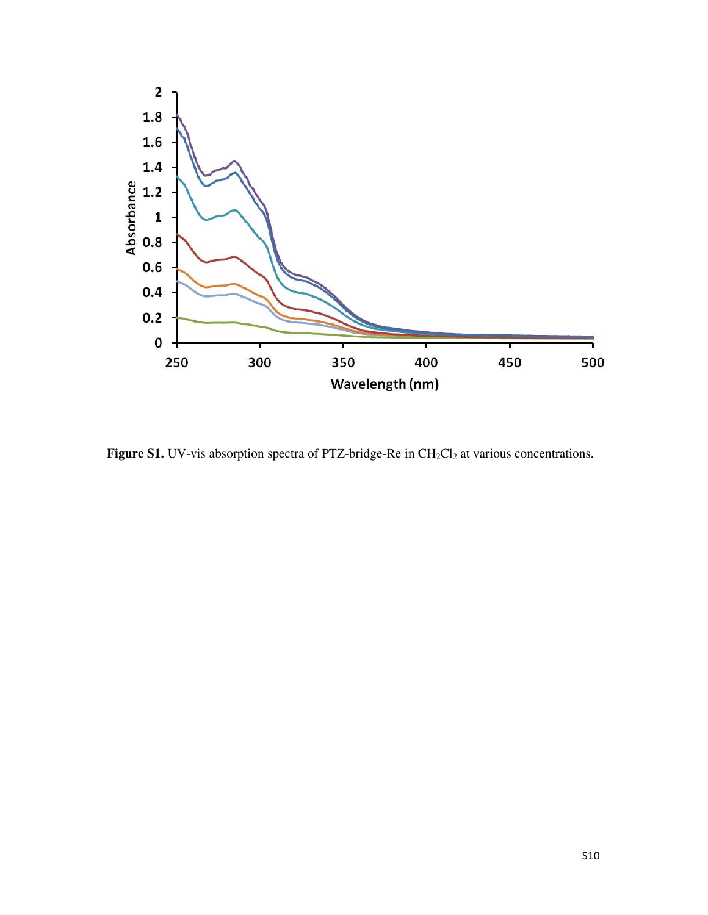Absorbance

2
1.8
1.6
1.4
1.2
1
0.8
0.6
0.4
0.2
0

250
300
350
400
450
500

Wavelength (nm)

**Figure S1.** UV-vis absorption spectra of PTZ-bridge-Re in $CH_2Cl_2$ at various concentrations.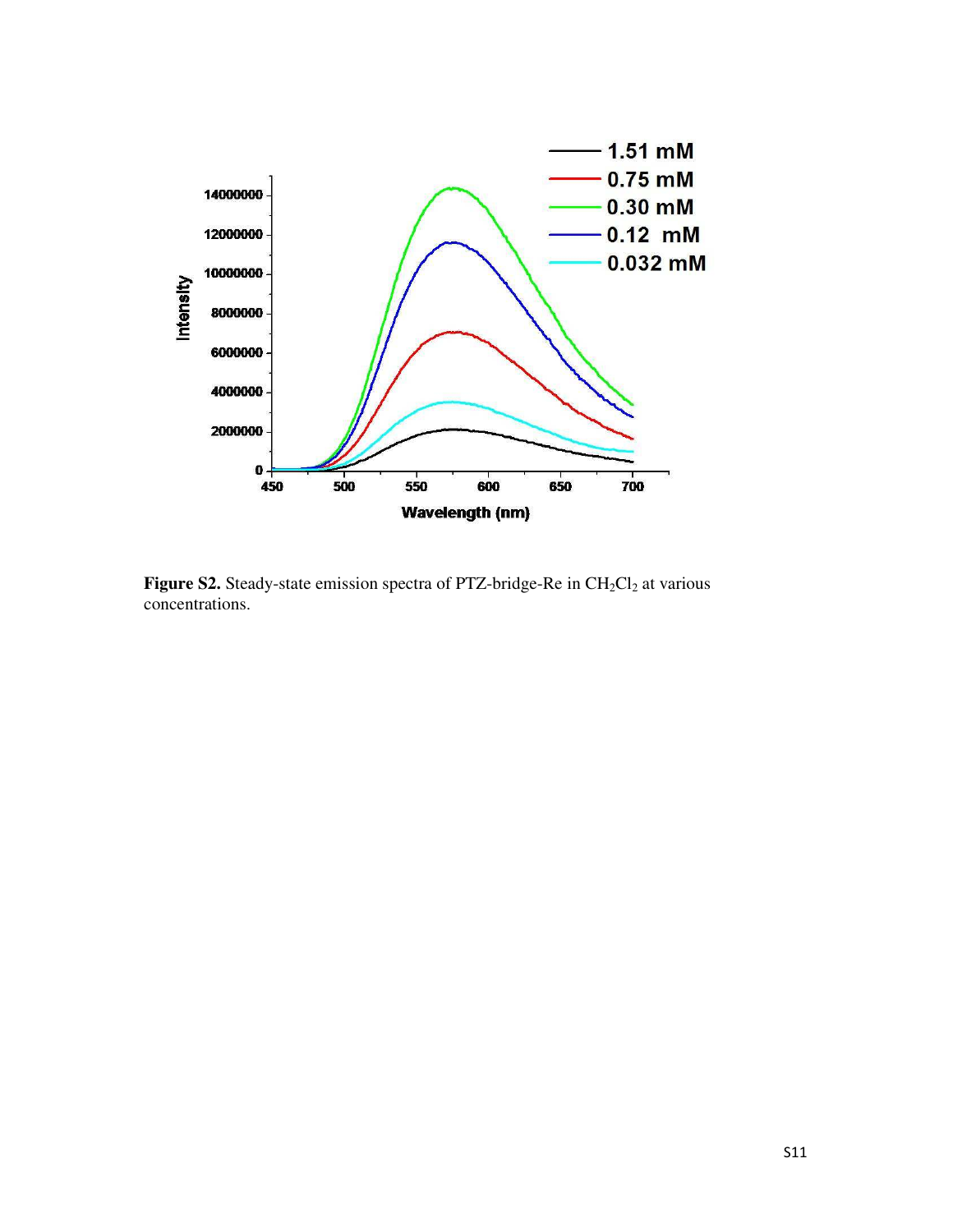1.51 mM
0.75 mM
0.30 mM
0.12 mM
0.032 mM

Intensity

14000000
12000000
10000000
8000000
6000000
4000000
2000000
0

450 500 550 600 650 700

Wavelength (nm)

**Figure S2.** Steady-state emission spectra of PTZ-bridge-Re in $CH_2Cl_2$ at various concentrations.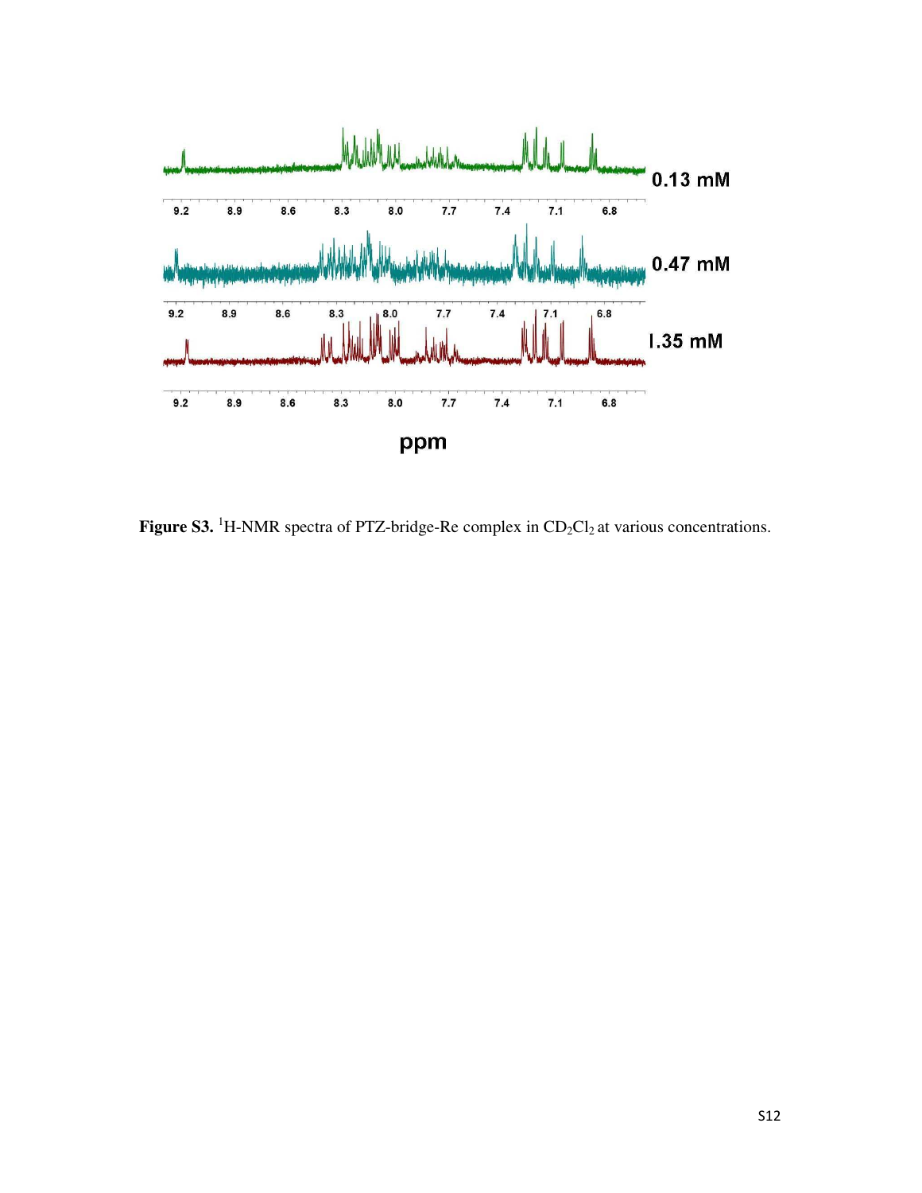0.13 mM

9.2 8.9 8.6 8.3 8.0 7.7 7.4 7.1 6.8

0.47 mM

9.2 8.9 8.6 8.3 8.0 7.7 7.4 7.1 6.8

1.35 mM

9.2 8.9 8.6 8.3 8.0 7.7 7.4 7.1 6.8

ppm

**Figure S3.** $^1$H-NMR spectra of PTZ-bridge-Re complex in $CD_2Cl_2$ at various concentrations.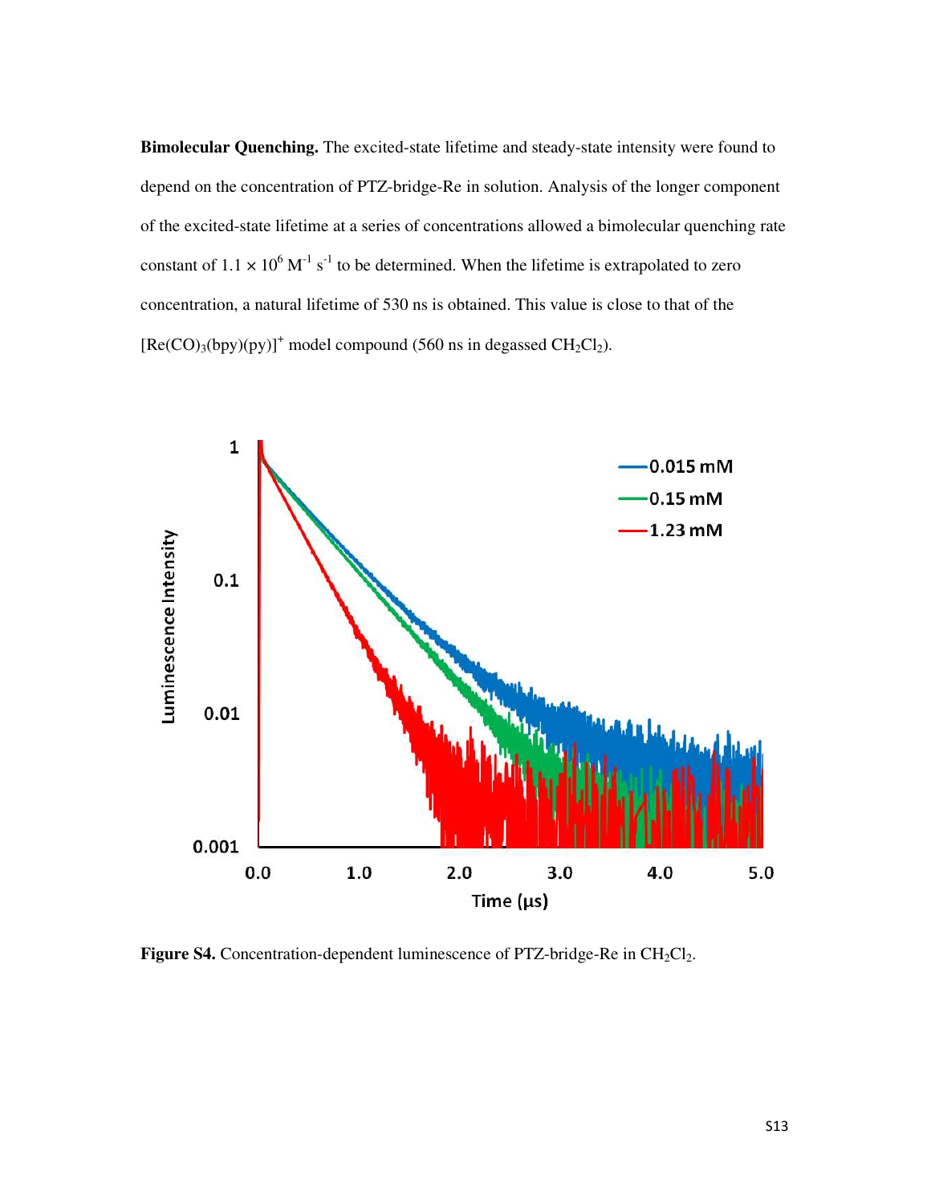**Bimolecular Quenching.** The excited-state lifetime and steady-state intensity were found to depend on the concentration of PTZ-bridge-Re in solution. Analysis of the longer component of the excited-state lifetime at a series of concentrations allowed a bimolecular quenching rate constant of $1.1 \times 10^{6}$ $M^{-1}$ $s^{-1}$ to be determined. When the lifetime is extrapolated to zero concentration, a natural lifetime of 530 ns is obtained. This value is close to that of the $[Re(CO)_3(bpy)(py)]^+$ model compound (560 ns in degassed $CH_2Cl_2$).

Luminescence Intensity

1

0.1

0.01

0.001

0.0

1.0

2.0

3.0

4.0

5.0

Time (μs)

0.015 mM

0.15 mM

1.23 mM

**Figure S4.** Concentration-dependent luminescence of PTZ-bridge-Re in $CH_2Cl_2$.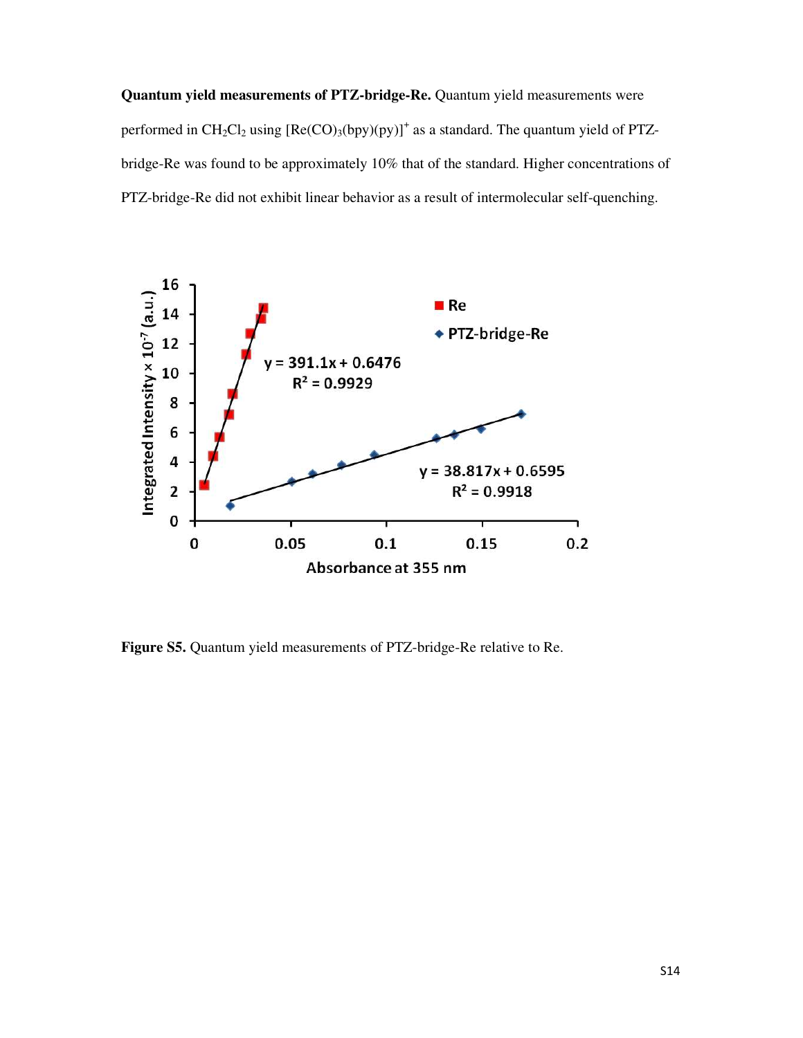**Quantum yield measurements of PTZ-bridge-Re.** Quantum yield measurements were performed in $CH_2Cl_2$ using $[Re(CO)_3(bpy)(py)]^+$ as a standard. The quantum yield of PTZ-bridge-Re was found to be approximately 10% that of the standard. Higher concentrations of PTZ-bridge-Re did not exhibit linear behavior as a result of intermolecular self-quenching.

Integrated Intensity × $10^{-7}$ (a.u.)

16
14
12
10
8
6
4
2
0

0
0.05
0.1
0.15
0.2

Absorbance at 355 nm

Re

PTZ-bridge-Re

y = 391.1x + 0.6476

$R^2$ = 0.9929

y = 38.817x + 0.6595

$R^2$ = 0.9918

**Figure S5.** Quantum yield measurements of PTZ-bridge-Re relative to Re.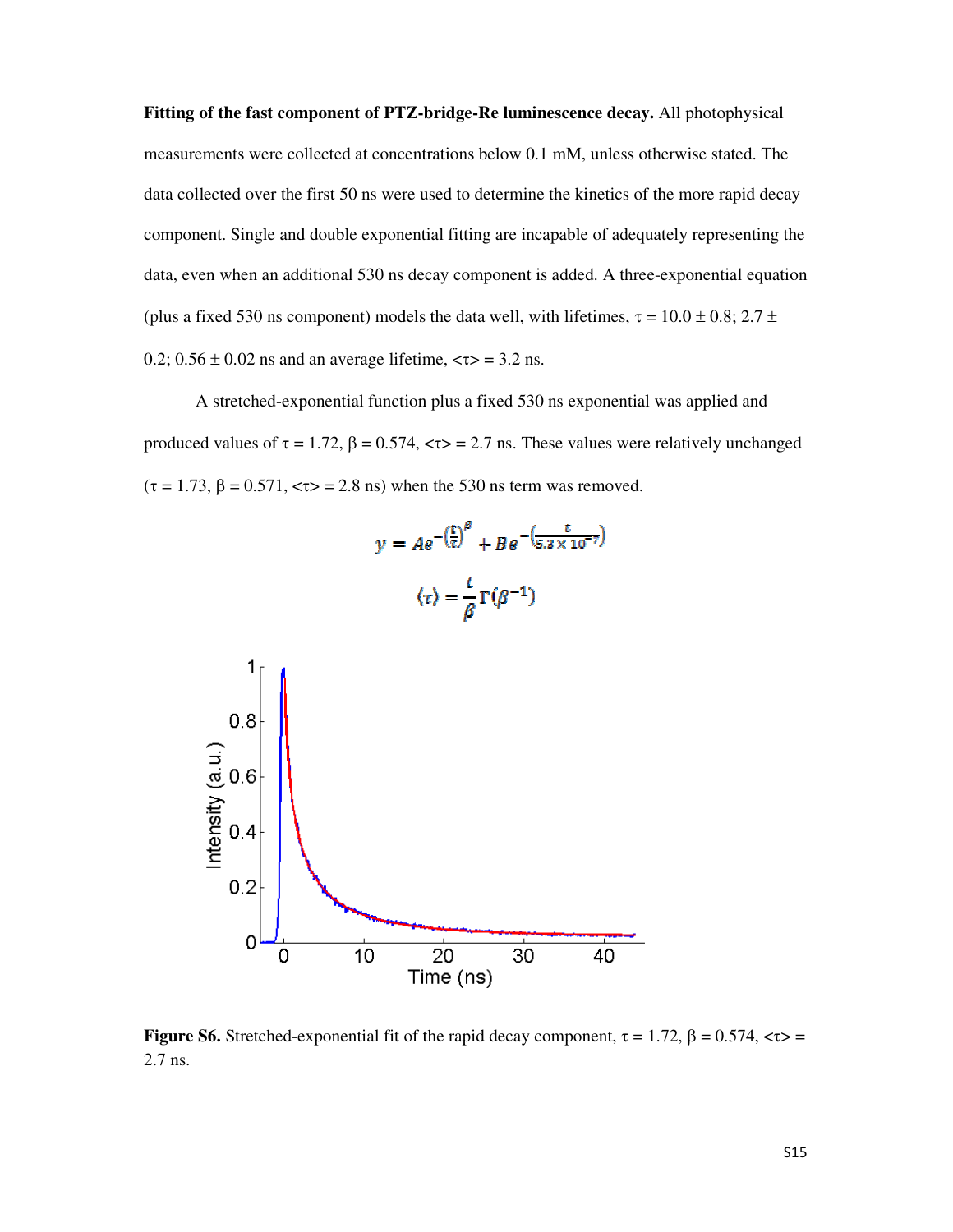**Fitting of the fast component of PTZ-bridge-Re luminescence decay.** All photophysical measurements were collected at concentrations below 0.1 mM, unless otherwise stated. The data collected over the first 50 ns were used to determine the kinetics of the more rapid decay component. Single and double exponential fitting are incapable of adequately representing the data, even when an additional 530 ns decay component is added. A three-exponential equation (plus a fixed 530 ns component) models the data well, with lifetimes, $\tau = 10.0 \pm 0.8$; $2.7 \pm 0.2$; $0.56 \pm 0.02$ ns and an average lifetime, $\langle\tau\rangle = 3.2$ ns.

A stretched-exponential function plus a fixed 530 ns exponential was applied and produced values of $\tau = 1.72$, $\beta = 0.574$, $\langle\tau\rangle = 2.7$ ns. These values were relatively unchanged ($\tau = 1.73$, $\beta = 0.571$, $\langle\tau\rangle = 2.8$ ns) when the 530 ns term was removed.

$$y = Ae^{-\left(\frac{t}{\tau}\right)^{\beta}} + Be^{-\left(\frac{t}{5.3 \times 10^{-7}}\right)}$$

$$\langle\tau\rangle = \frac{t}{\beta}\Gamma(\beta^{-1})$$

1
0.8
0.6
0.4
0.2
0
Intensity (a.u.)
0
10
20
30
40
Time (ns)

**Figure S6.** Stretched-exponential fit of the rapid decay component, $\tau = 1.72$, $\beta = 0.574$, $\langle\tau\rangle = 2.7$ ns.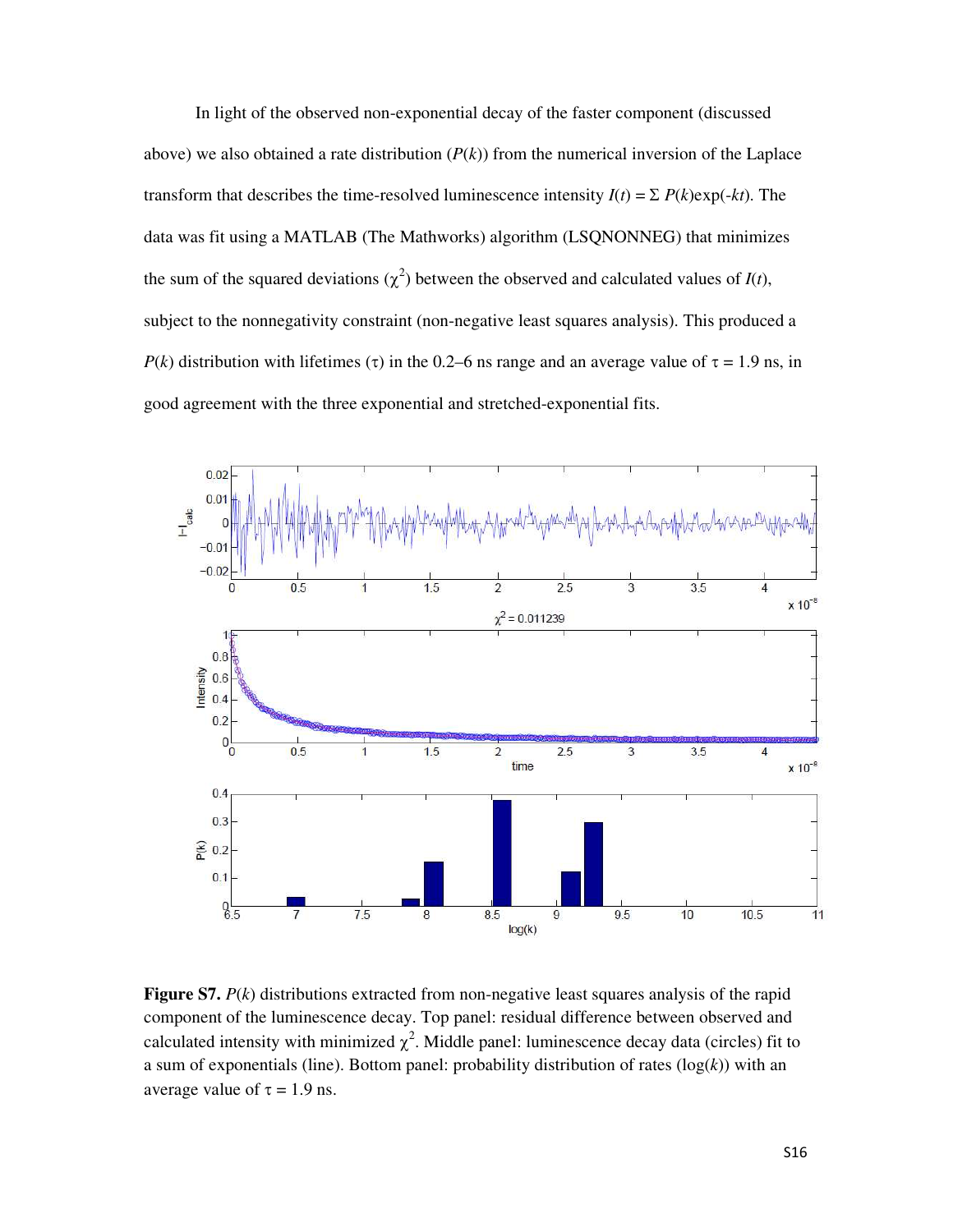In light of the observed non-exponential decay of the faster component (discussed above) we also obtained a rate distribution ($P(k)$) from the numerical inversion of the Laplace transform that describes the time-resolved luminescence intensity $I(t) = \Sigma\, P(k)\exp(-kt)$. The data was fit using a MATLAB (The Mathworks) algorithm (LSQNONNEG) that minimizes the sum of the squared deviations ($\chi^2$) between the observed and calculated values of $I(t)$, subject to the nonnegativity constraint (non-negative least squares analysis). This produced a $P(k)$ distribution with lifetimes ($\tau$) in the 0.2–6 ns range and an average value of $\tau = 1.9$ ns, in good agreement with the three exponential and stretched-exponential fits.

I−I_calc

0.02
0.01
0
−0.01
−0.02

0 0.5 1 1.5 2 2.5 3 3.5 4

x 10^-8

χ² = 0.011239

Intensity

1
0.8
0.6
0.4
0.2
0

0 0.5 1 1.5 2 2.5 3 3.5 4

time

x 10^-8

P(k)

0.4
0.3
0.2
0.1
0

6.5 7 7.5 8 8.5 9 9.5 10 10.5 11

log(k)

**Figure S7.** $P(k)$ distributions extracted from non-negative least squares analysis of the rapid component of the luminescence decay. Top panel: residual difference between observed and calculated intensity with minimized $\chi^2$. Middle panel: luminescence decay data (circles) fit to a sum of exponentials (line). Bottom panel: probability distribution of rates ($\log(k)$) with an average value of $\tau = 1.9$ ns.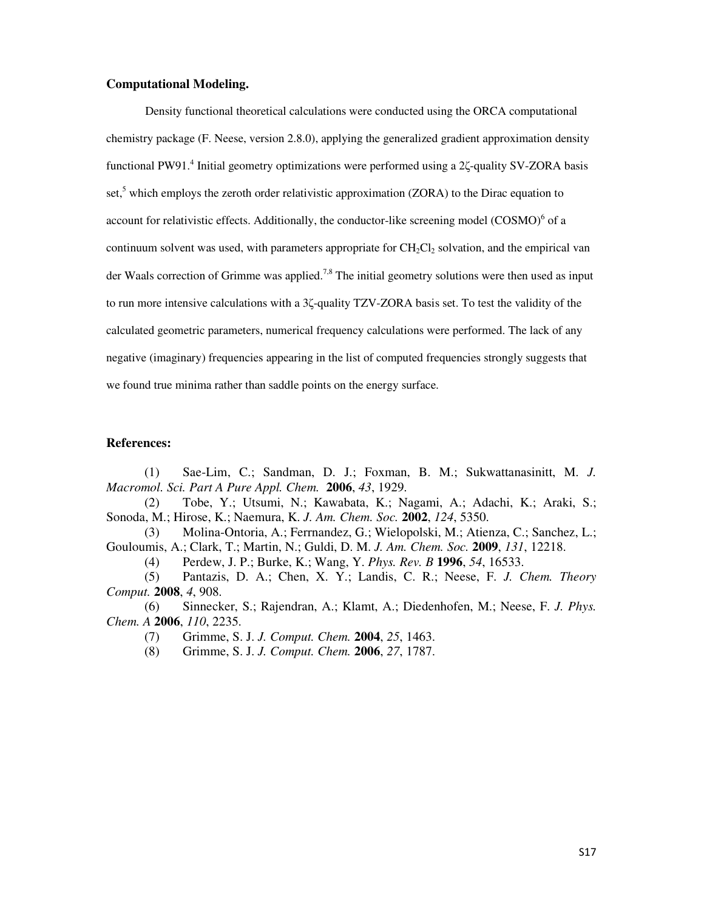**Computational Modeling.**

Density functional theoretical calculations were conducted using the ORCA computational chemistry package (F. Neese, version 2.8.0), applying the generalized gradient approximation density functional PW91.[4] Initial geometry optimizations were performed using a 2ζ-quality SV-ZORA basis set,[5] which employs the zeroth order relativistic approximation (ZORA) to the Dirac equation to account for relativistic effects. Additionally, the conductor-like screening model (COSMO)[6] of a continuum solvent was used, with parameters appropriate for $CH_2Cl_2$ solvation, and the empirical van der Waals correction of Grimme was applied.[7,8] The initial geometry solutions were then used as input to run more intensive calculations with a 3ζ-quality TZV-ZORA basis set. To test the validity of the calculated geometric parameters, numerical frequency calculations were performed. The lack of any negative (imaginary) frequencies appearing in the list of computed frequencies strongly suggests that we found true minima rather than saddle points on the energy surface.

**References:**

(1) Sae-Lim, C.; Sandman, D. J.; Foxman, B. M.; Sukwattanasinitt, M. *J. Macromol. Sci. Part A Pure Appl. Chem.* **2006**, *43*, 1929.

(2) Tobe, Y.; Utsumi, N.; Kawabata, K.; Nagami, A.; Adachi, K.; Araki, S.; Sonoda, M.; Hirose, K.; Naemura, K. *J. Am. Chem. Soc.* **2002**, *124*, 5350.

(3) Molina-Ontoria, A.; Ferrnandez, G.; Wielopolski, M.; Atienza, C.; Sanchez, L.; Gouloumis, A.; Clark, T.; Martin, N.; Guldi, D. M. *J. Am. Chem. Soc.* **2009**, *131*, 12218.

(4) Perdew, J. P.; Burke, K.; Wang, Y. *Phys. Rev. B* **1996**, *54*, 16533.

(5) Pantazis, D. A.; Chen, X. Y.; Landis, C. R.; Neese, F. *J. Chem. Theory Comput.* **2008**, *4*, 908.

(6) Sinnecker, S.; Rajendran, A.; Klamt, A.; Diedenhofen, M.; Neese, F. *J. Phys. Chem. A* **2006**, *110*, 2235.

(7) Grimme, S. J. *J. Comput. Chem.* **2004**, *25*, 1463.

(8) Grimme, S. J. *J. Comput. Chem.* **2006**, *27*, 1787.